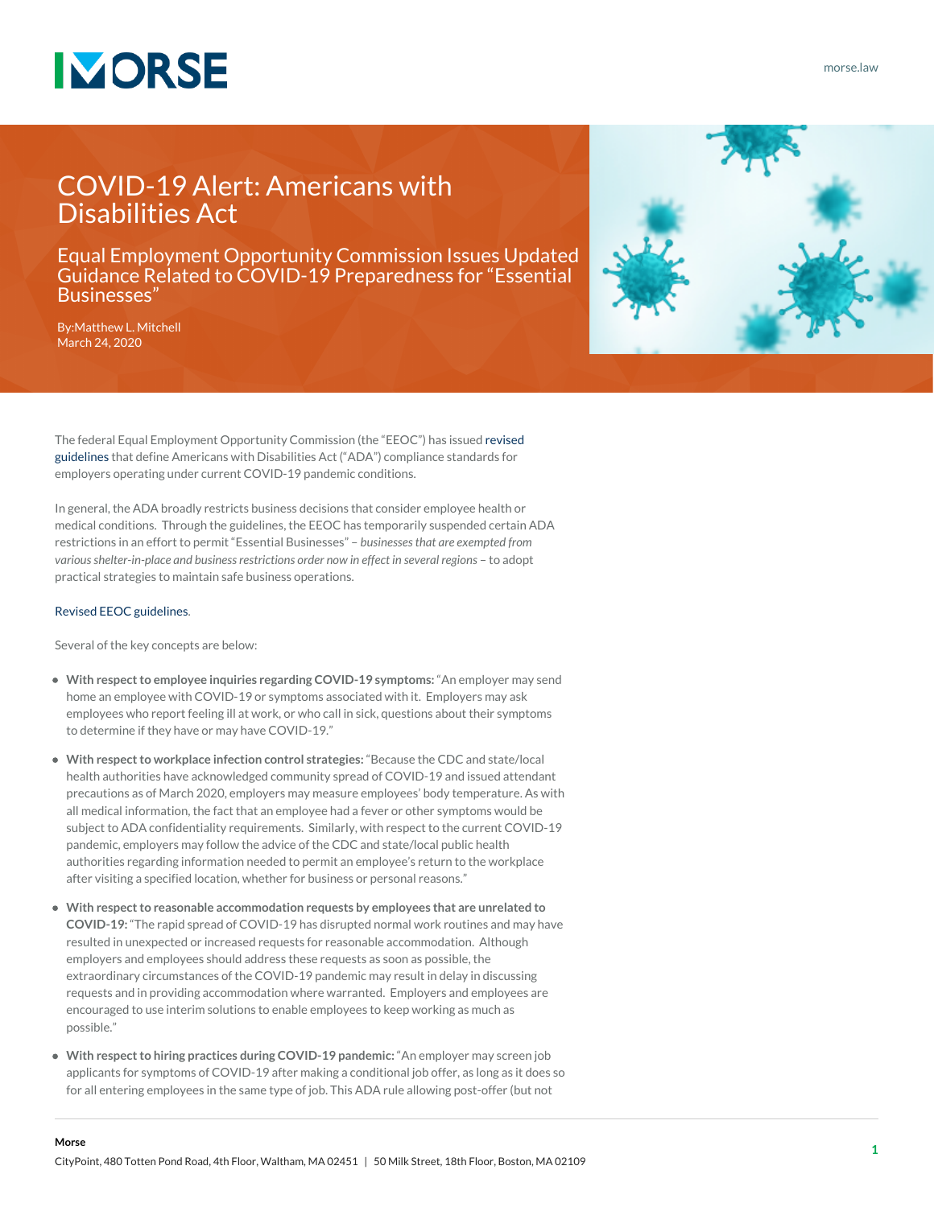# COVID-19 Alert: Americans with Disabilities Act

## Equal Employment Opportunity Commission Issues Updated Guidance Related to COVID-19 Preparedness for "Essential Businesses"

By:Matthew L. Mitchell
March 24, 2020

The federal Equal Employment Opportunity Commission (the "EEOC") has issued revised guidelines that define Americans with Disabilities Act ("ADA") compliance standards for employers operating under current COVID-19 pandemic conditions.

In general, the ADA broadly restricts business decisions that consider employee health or medical conditions. Through the guidelines, the EEOC has temporarily suspended certain ADA restrictions in an effort to permit "Essential Businesses" – *businesses that are exempted from various shelter-in-place and business restrictions order now in effect in several regions* – to adopt practical strategies to maintain safe business operations.

Revised EEOC guidelines.

Several of the key concepts are below:

- **With respect to employee inquiries regarding COVID-19 symptoms:** "An employer may send home an employee with COVID-19 or symptoms associated with it. Employers may ask employees who report feeling ill at work, or who call in sick, questions about their symptoms to determine if they have or may have COVID-19."
- **With respect to workplace infection control strategies:** "Because the CDC and state/local health authorities have acknowledged community spread of COVID-19 and issued attendant precautions as of March 2020, employers may measure employees' body temperature. As with all medical information, the fact that an employee had a fever or other symptoms would be subject to ADA confidentiality requirements. Similarly, with respect to the current COVID-19 pandemic, employers may follow the advice of the CDC and state/local public health authorities regarding information needed to permit an employee's return to the workplace after visiting a specified location, whether for business or personal reasons."
- **With respect to reasonable accommodation requests by employees that are unrelated to COVID-19:** "The rapid spread of COVID-19 has disrupted normal work routines and may have resulted in unexpected or increased requests for reasonable accommodation. Although employers and employees should address these requests as soon as possible, the extraordinary circumstances of the COVID-19 pandemic may result in delay in discussing requests and in providing accommodation where warranted. Employers and employees are encouraged to use interim solutions to enable employees to keep working as much as possible."
- **With respect to hiring practices during COVID-19 pandemic:** "An employer may screen job applicants for symptoms of COVID-19 after making a conditional job offer, as long as it does so for all entering employees in the same type of job. This ADA rule allowing post-offer (but not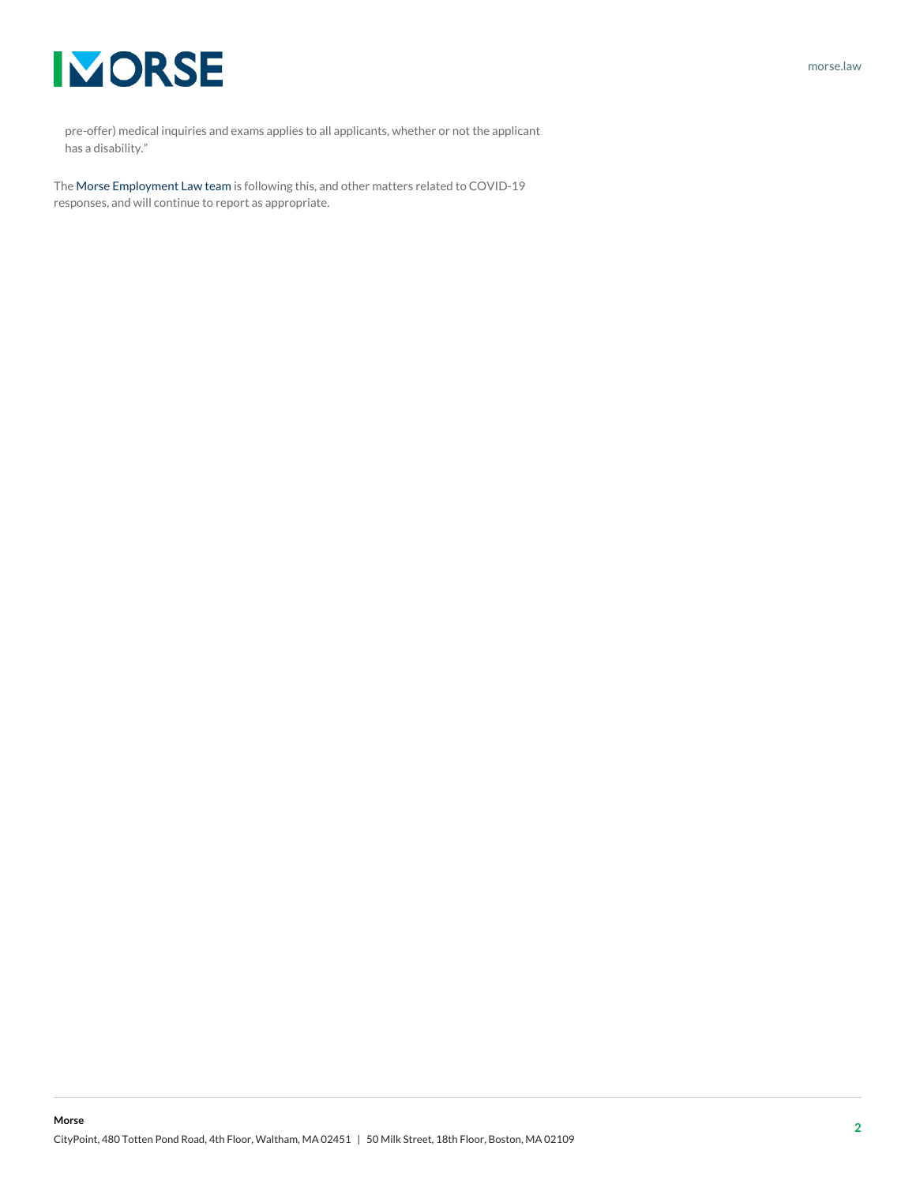> pre-offer) medical inquiries and exams applies to all applicants, whether or not the applicant has a disability."

The Morse Employment Law team is following this, and other matters related to COVID-19 responses, and will continue to report as appropriate.